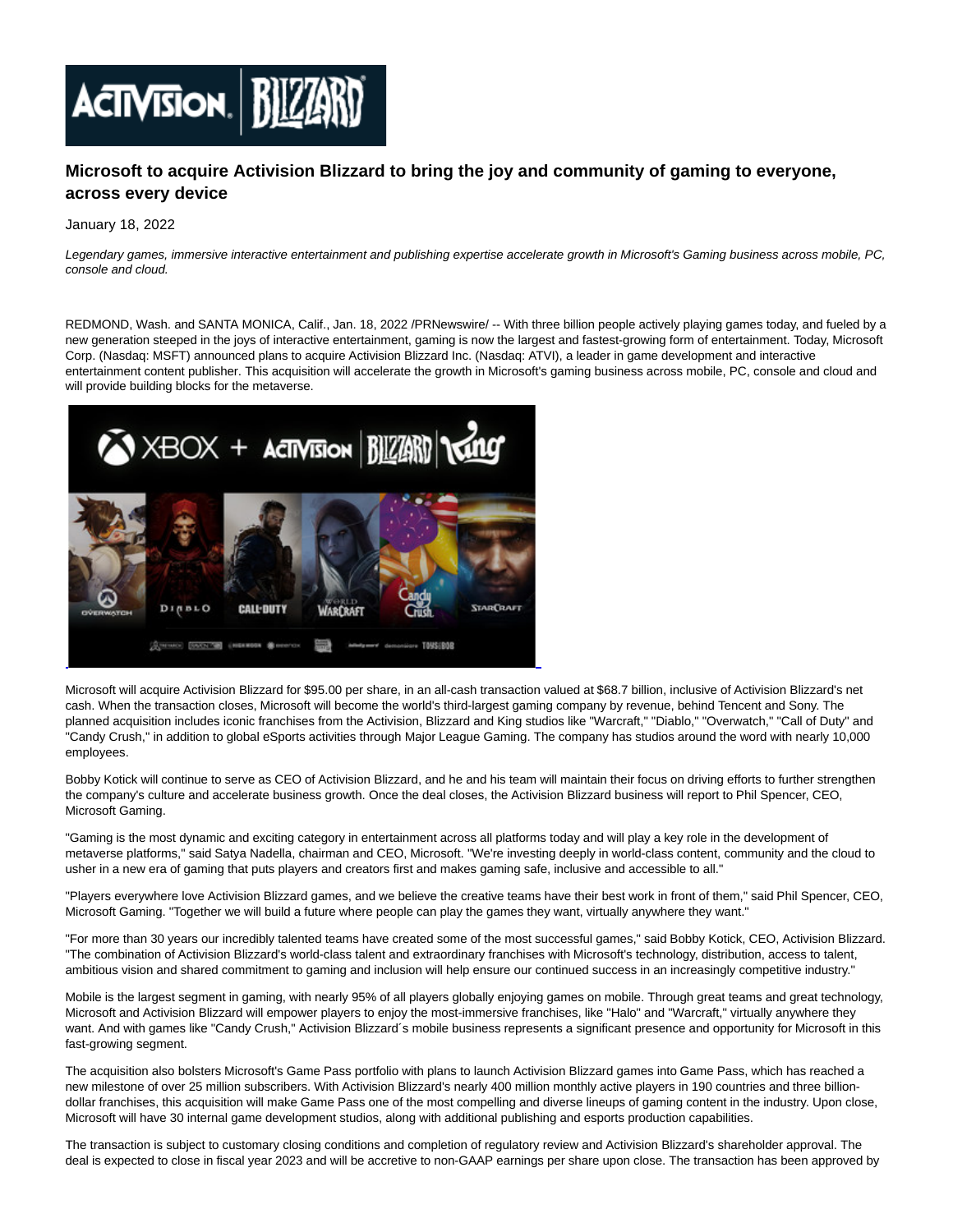# Microsoft to acquire Activision Blizzard to bring the joy and community of gaming to everyone, across every device

January 18, 2022

*Legendary games, immersive interactive entertainment and publishing expertise accelerate growth in Microsoft's Gaming business across mobile, PC, console and cloud.*

REDMOND, Wash. and SANTA MONICA, Calif., Jan. 18, 2022 /PRNewswire/ -- With three billion people actively playing games today, and fueled by a new generation steeped in the joys of interactive entertainment, gaming is now the largest and fastest-growing form of entertainment. Today, Microsoft Corp. (Nasdaq: MSFT) announced plans to acquire Activision Blizzard Inc. (Nasdaq: ATVI), a leader in game development and interactive entertainment content publisher. This acquisition will accelerate the growth in Microsoft's gaming business across mobile, PC, console and cloud and will provide building blocks for the metaverse.

Microsoft will acquire Activision Blizzard for $95.00 per share, in an all-cash transaction valued at $68.7 billion, inclusive of Activision Blizzard's net cash. When the transaction closes, Microsoft will become the world's third-largest gaming company by revenue, behind Tencent and Sony. The planned acquisition includes iconic franchises from the Activision, Blizzard and King studios like "Warcraft," "Diablo," "Overwatch," "Call of Duty" and "Candy Crush," in addition to global eSports activities through Major League Gaming. The company has studios around the word with nearly 10,000 employees.

Bobby Kotick will continue to serve as CEO of Activision Blizzard, and he and his team will maintain their focus on driving efforts to further strengthen the company's culture and accelerate business growth. Once the deal closes, the Activision Blizzard business will report to Phil Spencer, CEO, Microsoft Gaming.

"Gaming is the most dynamic and exciting category in entertainment across all platforms today and will play a key role in the development of metaverse platforms," said Satya Nadella, chairman and CEO, Microsoft. "We're investing deeply in world-class content, community and the cloud to usher in a new era of gaming that puts players and creators first and makes gaming safe, inclusive and accessible to all."

"Players everywhere love Activision Blizzard games, and we believe the creative teams have their best work in front of them," said Phil Spencer, CEO, Microsoft Gaming. "Together we will build a future where people can play the games they want, virtually anywhere they want."

"For more than 30 years our incredibly talented teams have created some of the most successful games," said Bobby Kotick, CEO, Activision Blizzard. "The combination of Activision Blizzard's world-class talent and extraordinary franchises with Microsoft's technology, distribution, access to talent, ambitious vision and shared commitment to gaming and inclusion will help ensure our continued success in an increasingly competitive industry."

Mobile is the largest segment in gaming, with nearly 95% of all players globally enjoying games on mobile. Through great teams and great technology, Microsoft and Activision Blizzard will empower players to enjoy the most-immersive franchises, like "Halo" and "Warcraft," virtually anywhere they want. And with games like "Candy Crush," Activision Blizzard´s mobile business represents a significant presence and opportunity for Microsoft in this fast-growing segment.

The acquisition also bolsters Microsoft's Game Pass portfolio with plans to launch Activision Blizzard games into Game Pass, which has reached a new milestone of over 25 million subscribers. With Activision Blizzard's nearly 400 million monthly active players in 190 countries and three billion-dollar franchises, this acquisition will make Game Pass one of the most compelling and diverse lineups of gaming content in the industry. Upon close, Microsoft will have 30 internal game development studios, along with additional publishing and esports production capabilities.

The transaction is subject to customary closing conditions and completion of regulatory review and Activision Blizzard's shareholder approval. The deal is expected to close in fiscal year 2023 and will be accretive to non-GAAP earnings per share upon close. The transaction has been approved by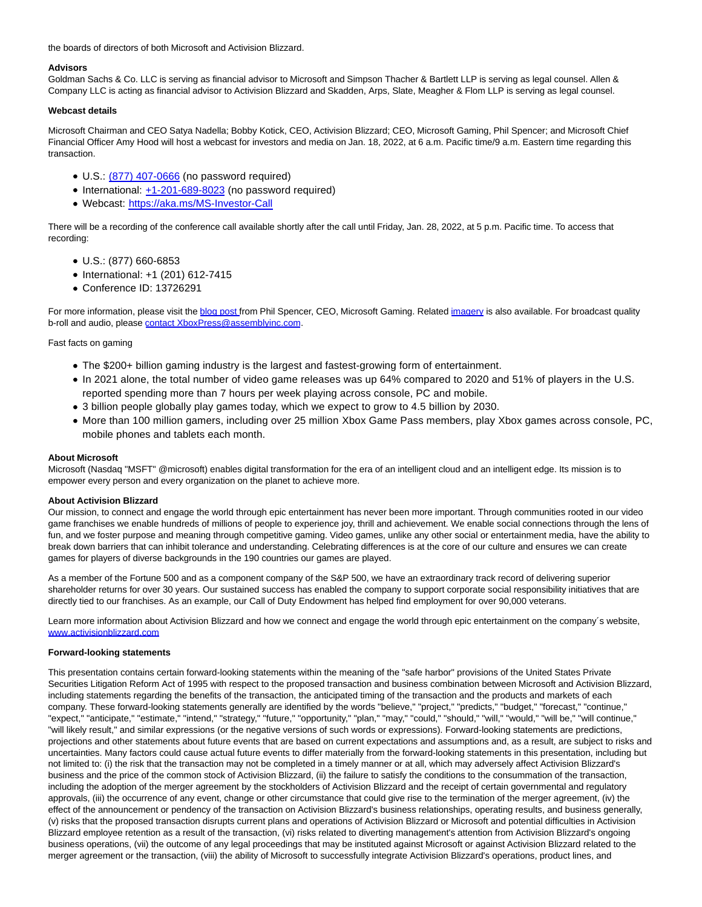the boards of directors of both Microsoft and Activision Blizzard.

**Advisors**

Goldman Sachs & Co. LLC is serving as financial advisor to Microsoft and Simpson Thacher & Bartlett LLP is serving as legal counsel. Allen & Company LLC is acting as financial advisor to Activision Blizzard and Skadden, Arps, Slate, Meagher & Flom LLP is serving as legal counsel.

**Webcast details**

Microsoft Chairman and CEO Satya Nadella; Bobby Kotick, CEO, Activision Blizzard; CEO, Microsoft Gaming, Phil Spencer; and Microsoft Chief Financial Officer Amy Hood will host a webcast for investors and media on Jan. 18, 2022, at 6 a.m. Pacific time/9 a.m. Eastern time regarding this transaction.

- U.S.: (877) 407-0666 (no password required)
- International: +1-201-689-8023 (no password required)
- Webcast: https://aka.ms/MS-Investor-Call

There will be a recording of the conference call available shortly after the call until Friday, Jan. 28, 2022, at 5 p.m. Pacific time. To access that recording:

- U.S.: (877) 660-6853
- International: +1 (201) 612-7415
- Conference ID: 13726291

For more information, please visit the blog post from Phil Spencer, CEO, Microsoft Gaming. Related imagery is also available. For broadcast quality b-roll and audio, please contact XboxPress@assemblyinc.com.

Fast facts on gaming

- The $200+ billion gaming industry is the largest and fastest-growing form of entertainment.
- In 2021 alone, the total number of video game releases was up 64% compared to 2020 and 51% of players in the U.S. reported spending more than 7 hours per week playing across console, PC and mobile.
- 3 billion people globally play games today, which we expect to grow to 4.5 billion by 2030.
- More than 100 million gamers, including over 25 million Xbox Game Pass members, play Xbox games across console, PC, mobile phones and tablets each month.

**About Microsoft**

Microsoft (Nasdaq "MSFT" @microsoft) enables digital transformation for the era of an intelligent cloud and an intelligent edge. Its mission is to empower every person and every organization on the planet to achieve more.

**About Activision Blizzard**

Our mission, to connect and engage the world through epic entertainment has never been more important. Through communities rooted in our video game franchises we enable hundreds of millions of people to experience joy, thrill and achievement. We enable social connections through the lens of fun, and we foster purpose and meaning through competitive gaming. Video games, unlike any other social or entertainment media, have the ability to break down barriers that can inhibit tolerance and understanding. Celebrating differences is at the core of our culture and ensures we can create games for players of diverse backgrounds in the 190 countries our games are played.

As a member of the Fortune 500 and as a component company of the S&P 500, we have an extraordinary track record of delivering superior shareholder returns for over 30 years. Our sustained success has enabled the company to support corporate social responsibility initiatives that are directly tied to our franchises. As an example, our Call of Duty Endowment has helped find employment for over 90,000 veterans.

Learn more information about Activision Blizzard and how we connect and engage the world through epic entertainment on the company´s website, www.activisionblizzard.com

**Forward-looking statements**

This presentation contains certain forward-looking statements within the meaning of the "safe harbor" provisions of the United States Private Securities Litigation Reform Act of 1995 with respect to the proposed transaction and business combination between Microsoft and Activision Blizzard, including statements regarding the benefits of the transaction, the anticipated timing of the transaction and the products and markets of each company. These forward-looking statements generally are identified by the words "believe," "project," "predicts," "budget," "forecast," "continue," "expect," "anticipate," "estimate," "intend," "strategy," "future," "opportunity," "plan," "may," "could," "should," "will," "would," "will be," "will continue," "will likely result," and similar expressions (or the negative versions of such words or expressions). Forward-looking statements are predictions, projections and other statements about future events that are based on current expectations and assumptions and, as a result, are subject to risks and uncertainties. Many factors could cause actual future events to differ materially from the forward-looking statements in this presentation, including but not limited to: (i) the risk that the transaction may not be completed in a timely manner or at all, which may adversely affect Activision Blizzard's business and the price of the common stock of Activision Blizzard, (ii) the failure to satisfy the conditions to the consummation of the transaction, including the adoption of the merger agreement by the stockholders of Activision Blizzard and the receipt of certain governmental and regulatory approvals, (iii) the occurrence of any event, change or other circumstance that could give rise to the termination of the merger agreement, (iv) the effect of the announcement or pendency of the transaction on Activision Blizzard's business relationships, operating results, and business generally, (v) risks that the proposed transaction disrupts current plans and operations of Activision Blizzard or Microsoft and potential difficulties in Activision Blizzard employee retention as a result of the transaction, (vi) risks related to diverting management's attention from Activision Blizzard's ongoing business operations, (vii) the outcome of any legal proceedings that may be instituted against Microsoft or against Activision Blizzard related to the merger agreement or the transaction, (viii) the ability of Microsoft to successfully integrate Activision Blizzard's operations, product lines, and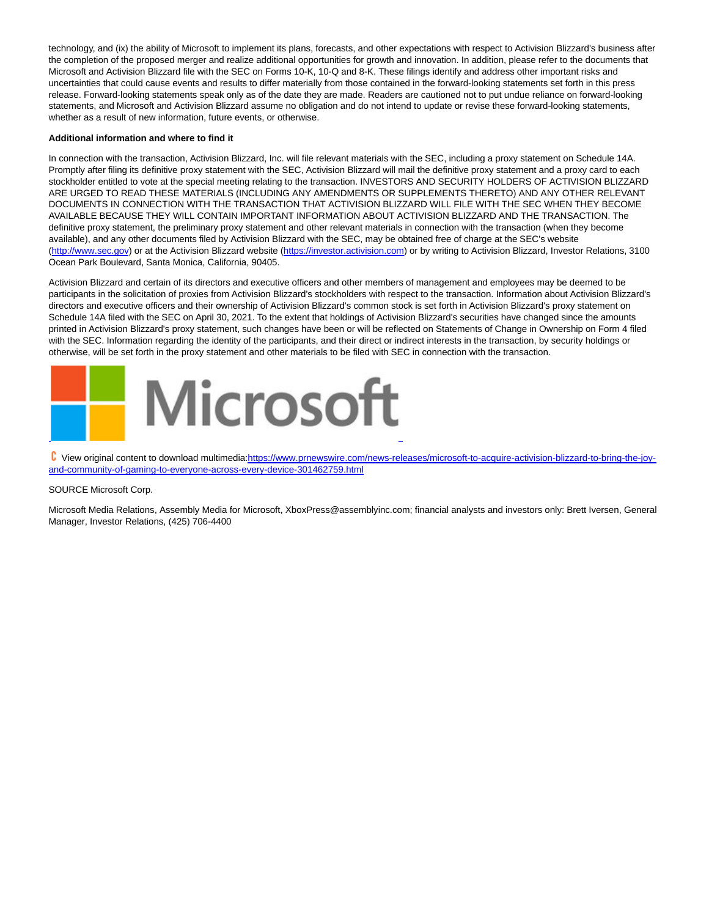technology, and (ix) the ability of Microsoft to implement its plans, forecasts, and other expectations with respect to Activision Blizzard's business after the completion of the proposed merger and realize additional opportunities for growth and innovation. In addition, please refer to the documents that Microsoft and Activision Blizzard file with the SEC on Forms 10-K, 10-Q and 8-K. These filings identify and address other important risks and uncertainties that could cause events and results to differ materially from those contained in the forward-looking statements set forth in this press release. Forward-looking statements speak only as of the date they are made. Readers are cautioned not to put undue reliance on forward-looking statements, and Microsoft and Activision Blizzard assume no obligation and do not intend to update or revise these forward-looking statements, whether as a result of new information, future events, or otherwise.

**Additional information and where to find it**

In connection with the transaction, Activision Blizzard, Inc. will file relevant materials with the SEC, including a proxy statement on Schedule 14A. Promptly after filing its definitive proxy statement with the SEC, Activision Blizzard will mail the definitive proxy statement and a proxy card to each stockholder entitled to vote at the special meeting relating to the transaction. INVESTORS AND SECURITY HOLDERS OF ACTIVISION BLIZZARD ARE URGED TO READ THESE MATERIALS (INCLUDING ANY AMENDMENTS OR SUPPLEMENTS THERETO) AND ANY OTHER RELEVANT DOCUMENTS IN CONNECTION WITH THE TRANSACTION THAT ACTIVISION BLIZZARD WILL FILE WITH THE SEC WHEN THEY BECOME AVAILABLE BECAUSE THEY WILL CONTAIN IMPORTANT INFORMATION ABOUT ACTIVISION BLIZZARD AND THE TRANSACTION. The definitive proxy statement, the preliminary proxy statement and other relevant materials in connection with the transaction (when they become available), and any other documents filed by Activision Blizzard with the SEC, may be obtained free of charge at the SEC's website (http://www.sec.gov) or at the Activision Blizzard website (https://investor.activision.com) or by writing to Activision Blizzard, Investor Relations, 3100 Ocean Park Boulevard, Santa Monica, California, 90405.

Activision Blizzard and certain of its directors and executive officers and other members of management and employees may be deemed to be participants in the solicitation of proxies from Activision Blizzard's stockholders with respect to the transaction. Information about Activision Blizzard's directors and executive officers and their ownership of Activision Blizzard's common stock is set forth in Activision Blizzard's proxy statement on Schedule 14A filed with the SEC on April 30, 2021. To the extent that holdings of Activision Blizzard's securities have changed since the amounts printed in Activision Blizzard's proxy statement, such changes have been or will be reflected on Statements of Change in Ownership on Form 4 filed with the SEC. Information regarding the identity of the participants, and their direct or indirect interests in the transaction, by security holdings or otherwise, will be set forth in the proxy statement and other materials to be filed with SEC in connection with the transaction.

Microsoft

View original content to download multimedia:https://www.prnewswire.com/news-releases/microsoft-to-acquire-activision-blizzard-to-bring-the-joy-and-community-of-gaming-to-everyone-across-every-device-301462759.html

SOURCE Microsoft Corp.

Microsoft Media Relations, Assembly Media for Microsoft, XboxPress@assemblyinc.com; financial analysts and investors only: Brett Iversen, General Manager, Investor Relations, (425) 706-4400